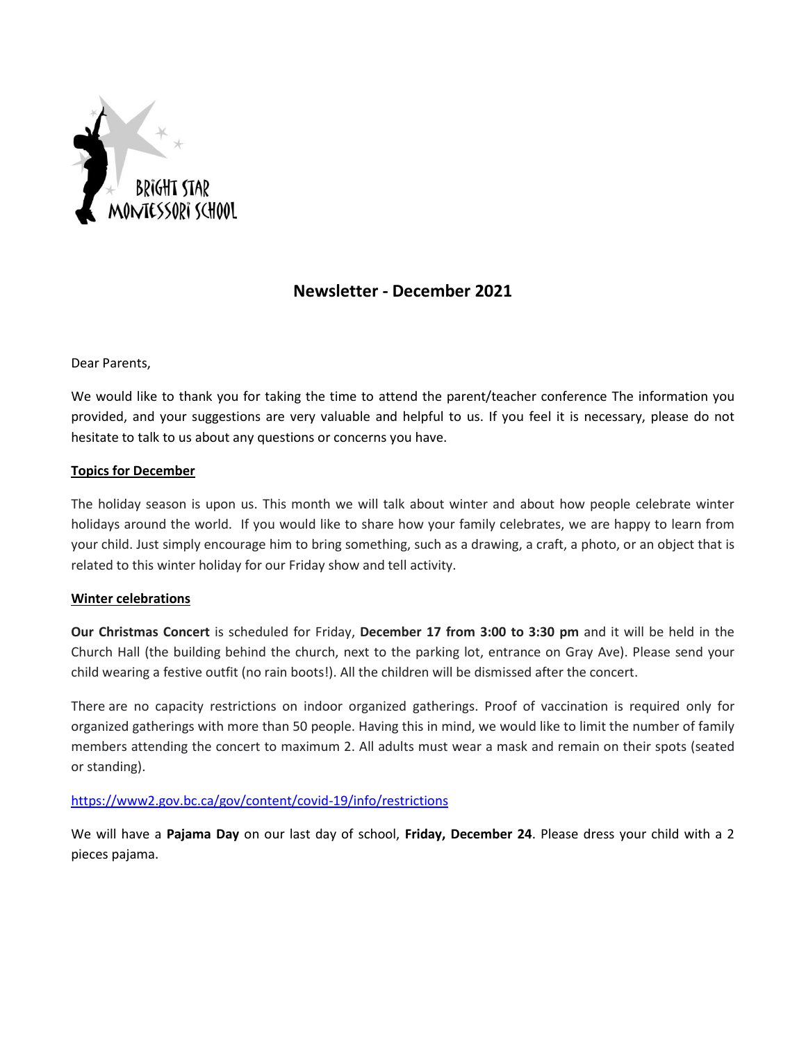BRIGHT STAR MONTESSORI SCHOOL

# Newsletter - December 2021

Dear Parents,

We would like to thank you for taking the time to attend the parent/teacher conference The information you provided, and your suggestions are very valuable and helpful to us. If you feel it is necessary, please do not hesitate to talk to us about any questions or concerns you have.

## Topics for December

The holiday season is upon us. This month we will talk about winter and about how people celebrate winter holidays around the world. If you would like to share how your family celebrates, we are happy to learn from your child. Just simply encourage him to bring something, such as a drawing, a craft, a photo, or an object that is related to this winter holiday for our Friday show and tell activity.

## Winter celebrations

**Our Christmas Concert** is scheduled for Friday, **December 17 from 3:00 to 3:30 pm** and it will be held in the Church Hall (the building behind the church, next to the parking lot, entrance on Gray Ave). Please send your child wearing a festive outfit (no rain boots!). All the children will be dismissed after the concert.

There are no capacity restrictions on indoor organized gatherings. Proof of vaccination is required only for organized gatherings with more than 50 people. Having this in mind, we would like to limit the number of family members attending the concert to maximum 2. All adults must wear a mask and remain on their spots (seated or standing).

https://www2.gov.bc.ca/gov/content/covid-19/info/restrictions

We will have a **Pajama Day** on our last day of school, **Friday, December 24**. Please dress your child with a 2 pieces pajama.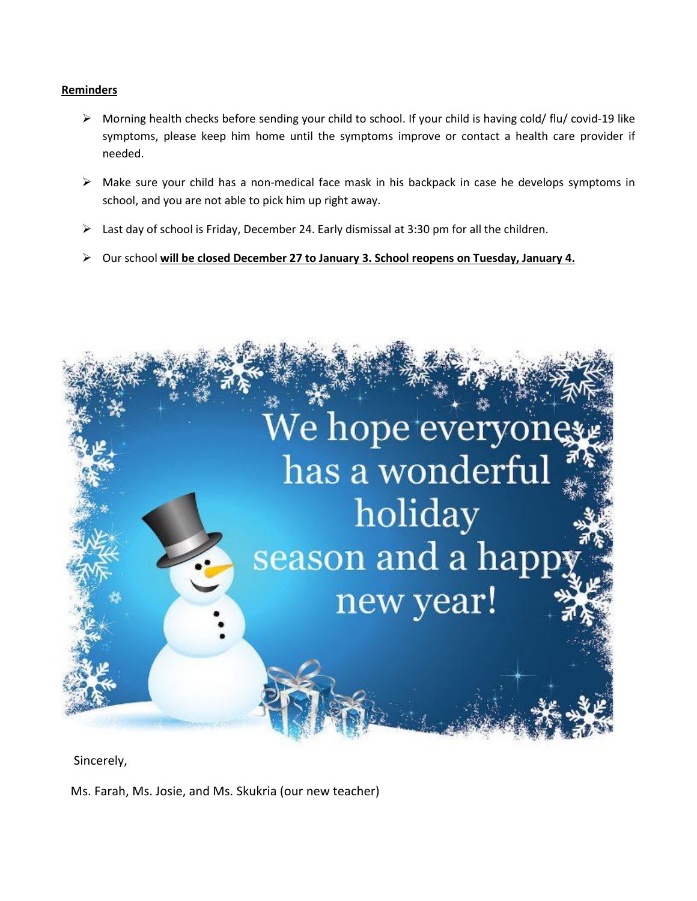**Reminders**

- Morning health checks before sending your child to school. If your child is having cold/ flu/ covid-19 like symptoms, please keep him home until the symptoms improve or contact a health care provider if needed.
- Make sure your child has a non-medical face mask in his backpack in case he develops symptoms in school, and you are not able to pick him up right away.
- Last day of school is Friday, December 24. Early dismissal at 3:30 pm for all the children.
- Our school **will be closed December 27 to January 3. School reopens on Tuesday, January 4.**

We hope everyone has a wonderful holiday season and a happy new year!

Sincerely,

Ms. Farah, Ms. Josie, and Ms. Skukria (our new teacher)